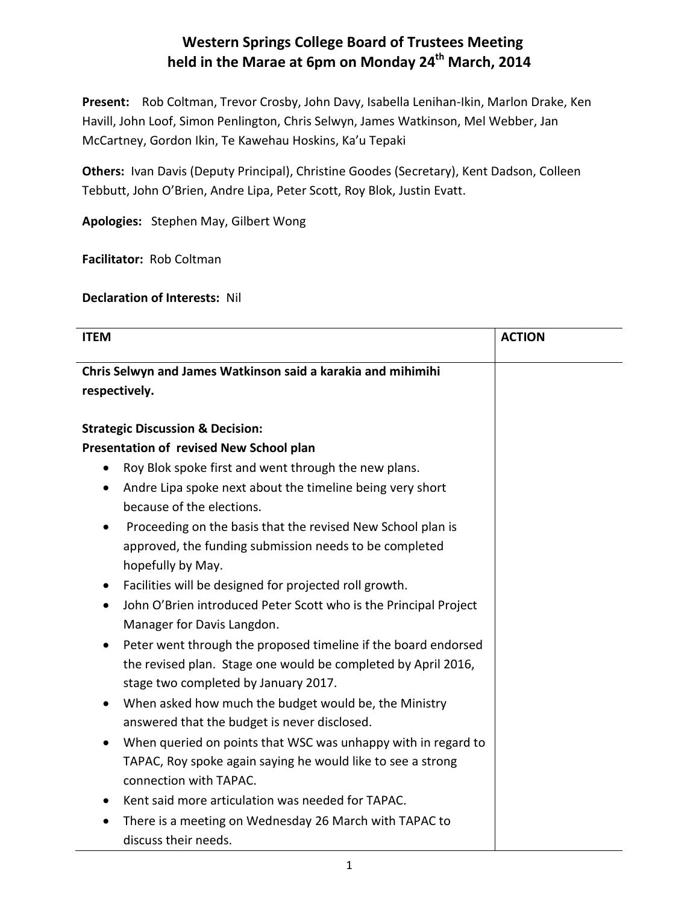# Western Springs College Board of Trustees Meeting held in the Marae at 6pm on Monday 24th March, 2014

**Present:** Rob Coltman, Trevor Crosby, John Davy, Isabella Lenihan-Ikin, Marlon Drake, Ken Havill, John Loof, Simon Penlington, Chris Selwyn, James Watkinson, Mel Webber, Jan McCartney, Gordon Ikin, Te Kawehau Hoskins, Ka'u Tepaki

**Others:** Ivan Davis (Deputy Principal), Christine Goodes (Secretary), Kent Dadson, Colleen Tebbutt, John O'Brien, Andre Lipa, Peter Scott, Roy Blok, Justin Evatt.

**Apologies:** Stephen May, Gilbert Wong

**Facilitator:** Rob Coltman

**Declaration of Interests:** Nil

| ITEM | ACTION |
|---|---|
| **Chris Selwyn and James Watkinson said a karakia and mihimihi respectively.**<br><br>**Strategic Discussion & Decision:**<br>**Presentation of revised New School plan**<br>• Roy Blok spoke first and went through the new plans.<br>• Andre Lipa spoke next about the timeline being very short because of the elections.<br>• Proceeding on the basis that the revised New School plan is approved, the funding submission needs to be completed hopefully by May.<br>• Facilities will be designed for projected roll growth.<br>• John O'Brien introduced Peter Scott who is the Principal Project Manager for Davis Langdon.<br>• Peter went through the proposed timeline if the board endorsed the revised plan. Stage one would be completed by April 2016, stage two completed by January 2017.<br>• When asked how much the budget would be, the Ministry answered that the budget is never disclosed.<br>• When queried on points that WSC was unhappy with in regard to TAPAC, Roy spoke again saying he would like to see a strong connection with TAPAC.<br>• Kent said more articulation was needed for TAPAC.<br>• There is a meeting on Wednesday 26 March with TAPAC to discuss their needs. | |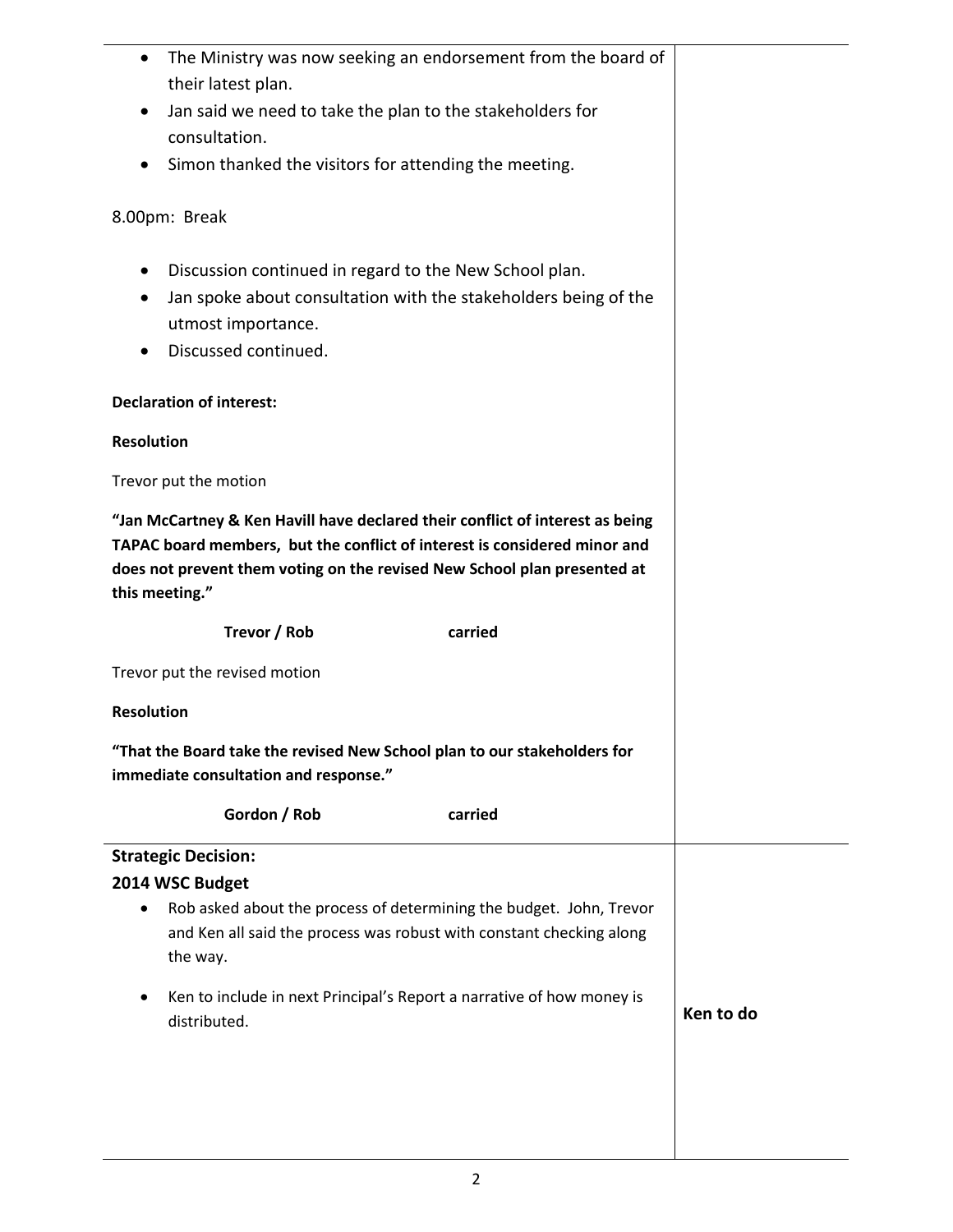| | |
|---|---|
| • The Ministry was now seeking an endorsement from the board of their latest plan.<br>• Jan said we need to take the plan to the stakeholders for consultation.<br>• Simon thanked the visitors for attending the meeting.<br><br>8.00pm: Break<br><br>• Discussion continued in regard to the New School plan.<br>• Jan spoke about consultation with the stakeholders being of the utmost importance.<br>• Discussed continued.<br><br>**Declaration of interest:**<br><br>**Resolution**<br><br>Trevor put the motion<br><br>**"Jan McCartney & Ken Havill have declared their conflict of interest as being TAPAC board members, but the conflict of interest is considered minor and does not prevent them voting on the revised New School plan presented at this meeting."**<br><br>**Trevor / Rob** **carried**<br><br>Trevor put the revised motion<br><br>**Resolution**<br><br>**"That the Board take the revised New School plan to our stakeholders for immediate consultation and response."**<br><br>**Gordon / Rob** **carried** | |
| **Strategic Decision:**<br>**2014 WSC Budget**<br>• Rob asked about the process of determining the budget. John, Trevor and Ken all said the process was robust with constant checking along the way.<br><br>• Ken to include in next Principal's Report a narrative of how money is distributed. | **Ken to do** |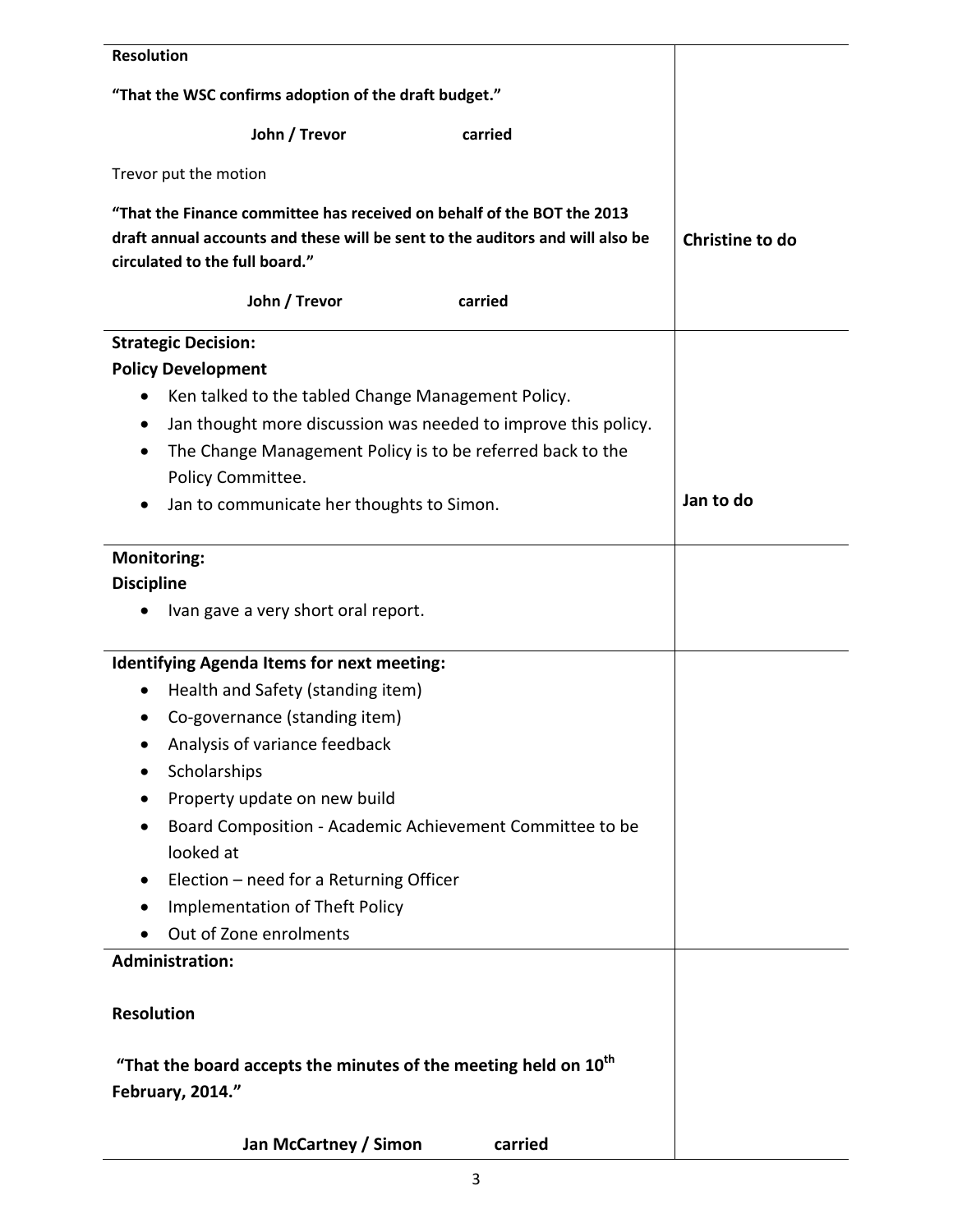| | |
|---|---|
| **Resolution**<br><br>**"That the WSC confirms adoption of the draft budget."**<br><br>**John / Trevor carried**<br><br>Trevor put the motion<br><br>**"That the Finance committee has received on behalf of the BOT the 2013 draft annual accounts and these will be sent to the auditors and will also be circulated to the full board."**<br><br>**John / Trevor carried** | **Christine to do** |
| **Strategic Decision:**<br>**Policy Development**<br>• Ken talked to the tabled Change Management Policy.<br>• Jan thought more discussion was needed to improve this policy.<br>• The Change Management Policy is to be referred back to the Policy Committee.<br>• Jan to communicate her thoughts to Simon. | **Jan to do** |
| **Monitoring:**<br>**Discipline**<br>• Ivan gave a very short oral report. | |
| **Identifying Agenda Items for next meeting:**<br>• Health and Safety (standing item)<br>• Co-governance (standing item)<br>• Analysis of variance feedback<br>• Scholarships<br>• Property update on new build<br>• Board Composition - Academic Achievement Committee to be looked at<br>• Election – need for a Returning Officer<br>• Implementation of Theft Policy<br>• Out of Zone enrolments | |
| **Administration:**<br><br>**Resolution**<br><br>**"That the board accepts the minutes of the meeting held on 10th February, 2014."**<br><br>**Jan McCartney / Simon carried** | |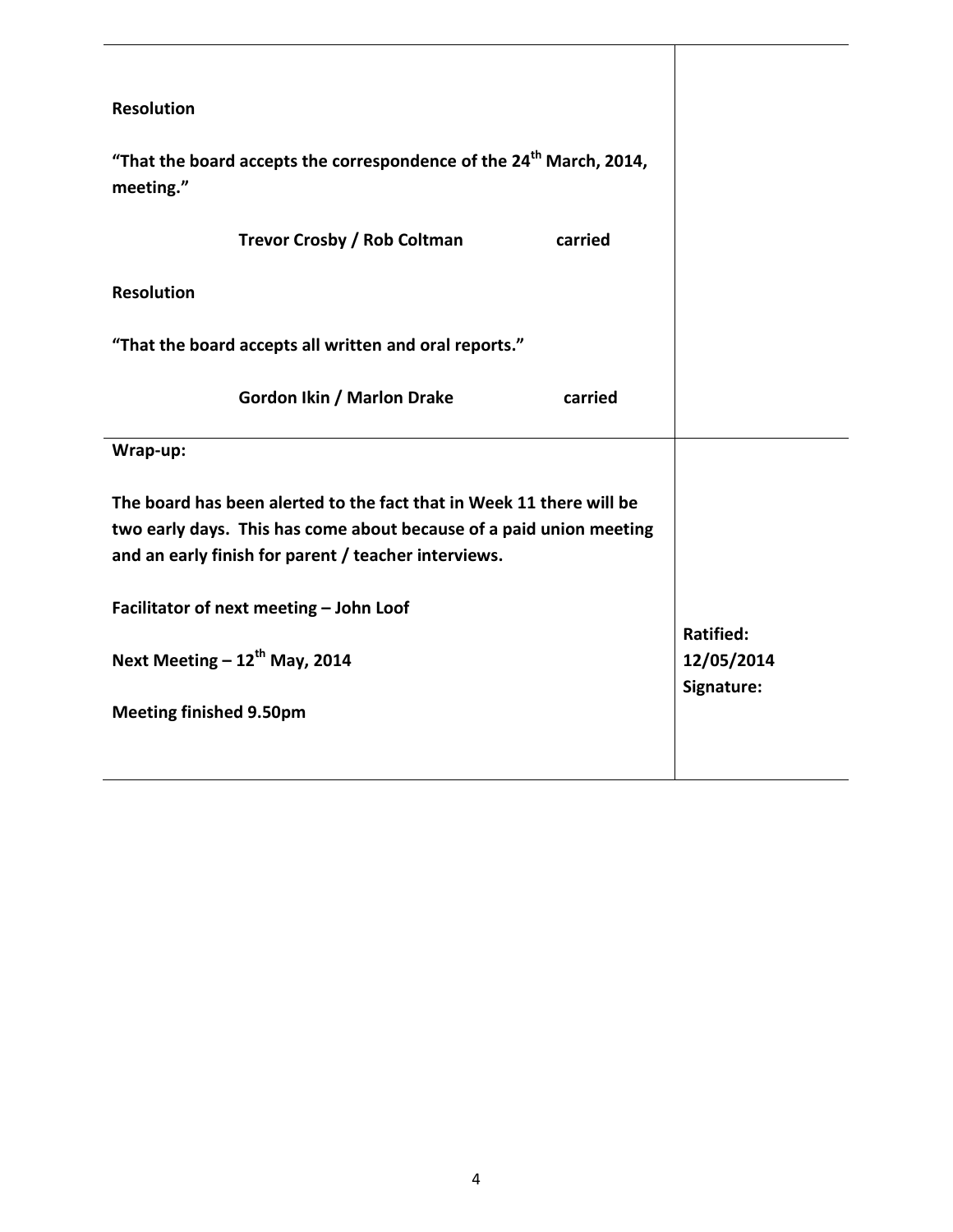| | |
|---|---|
| **Resolution**<br><br>**"That the board accepts the correspondence of the 24th March, 2014, meeting."**<br><br>**Trevor Crosby / Rob Coltman carried**<br><br>**Resolution**<br><br>**"That the board accepts all written and oral reports."**<br><br>**Gordon Ikin / Marlon Drake carried** | |
| **Wrap-up:**<br><br>**The board has been alerted to the fact that in Week 11 there will be two early days. This has come about because of a paid union meeting and an early finish for parent / teacher interviews.**<br><br>**Facilitator of next meeting – John Loof**<br><br>**Next Meeting – 12th May, 2014**<br><br>**Meeting finished 9.50pm** | **Ratified: 12/05/2014**<br>**Signature:** |